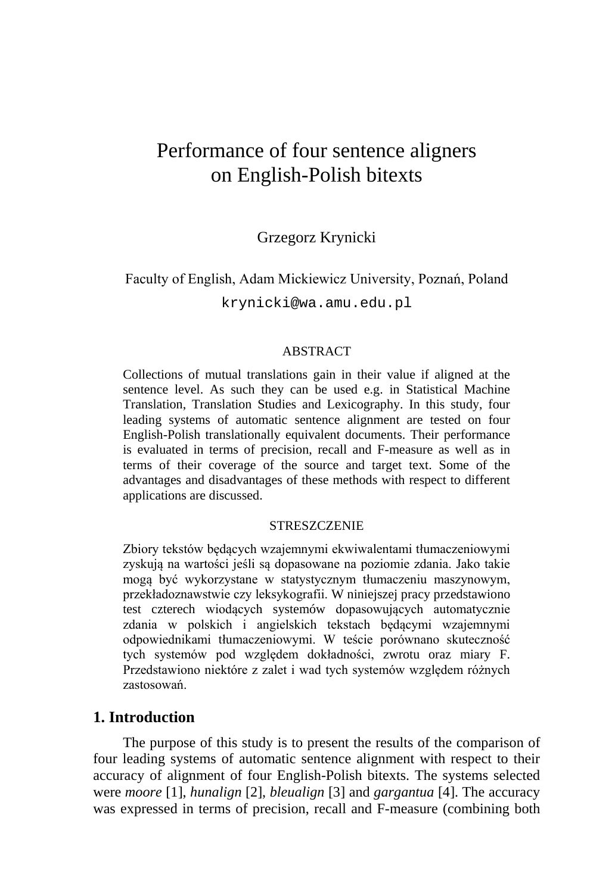# Performance of four sentence aligners on English-Polish bitexts

Grzegorz Krynicki

Faculty of English, Adam Mickiewicz University, Poznań, Poland

krynicki@wa.amu.edu.pl

### ABSTRACT

Collections of mutual translations gain in their value if aligned at the sentence level. As such they can be used e.g. in Statistical Machine Translation, Translation Studies and Lexicography. In this study, four leading systems of automatic sentence alignment are tested on four English-Polish translationally equivalent documents. Their performance is evaluated in terms of precision, recall and F-measure as well as in terms of their coverage of the source and target text. Some of the advantages and disadvantages of these methods with respect to different applications are discussed.

### STRESZCZENIE

Zbiory tekstów będących wzajemnymi ekwiwalentami tłumaczeniowymi zyskują na wartości jeśli są dopasowane na poziomie zdania. Jako takie mogą być wykorzystane w statystycznym tłumaczeniu maszynowym, przekładoznawstwie czy leksykografii. W niniejszej pracy przedstawiono test czterech wiodących systemów dopasowujących automatycznie zdania w polskich i angielskich tekstach będącymi wzajemnymi odpowiednikami tłumaczeniowymi. W teście porównano skuteczność tych systemów pod względem dokładności, zwrotu oraz miary F. Przedstawiono niektóre z zalet i wad tych systemów względem różnych zastosowań.

## 1. Introduction

The purpose of this study is to present the results of the comparison of four leading systems of automatic sentence alignment with respect to their accuracy of alignment of four English-Polish bitexts. The systems selected were *moore* [1], *hunalign* [2], *bleualign* [3] and *gargantua* [4]. The accuracy was expressed in terms of precision, recall and F-measure (combining both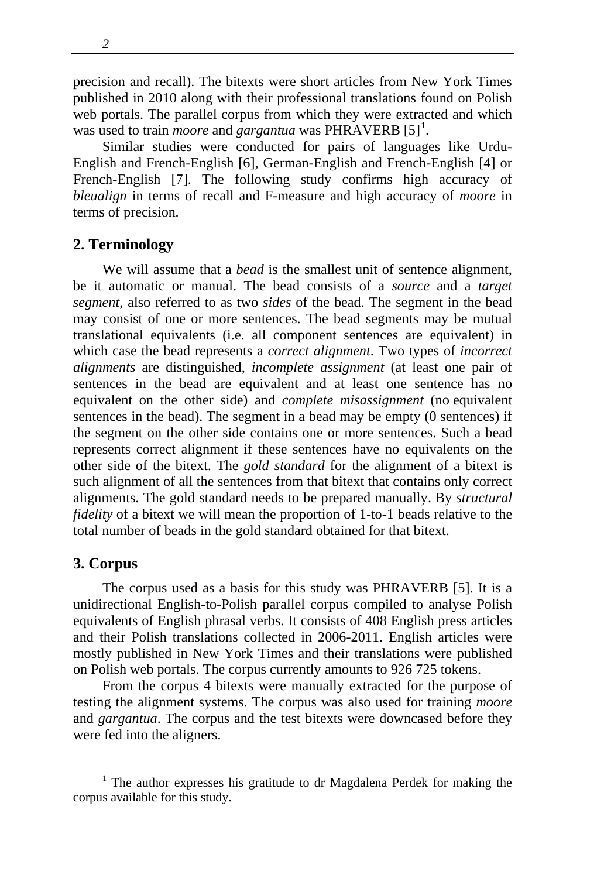precision and recall). The bitexts were short articles from New York Times published in 2010 along with their professional translations found on Polish web portals. The parallel corpus from which they were extracted and which was used to train *moore* and *gargantua* was PHRAVERB [5][1].

Similar studies were conducted for pairs of languages like Urdu-English and French-English [6], German-English and French-English [4] or French-English [7]. The following study confirms high accuracy of *bleualign* in terms of recall and F-measure and high accuracy of *moore* in terms of precision.

## 2. Terminology

We will assume that a *bead* is the smallest unit of sentence alignment, be it automatic or manual. The bead consists of a *source* and a *target segment*, also referred to as two *sides* of the bead. The segment in the bead may consist of one or more sentences. The bead segments may be mutual translational equivalents (i.e. all component sentences are equivalent) in which case the bead represents a *correct alignment*. Two types of *incorrect alignments* are distinguished, *incomplete assignment* (at least one pair of sentences in the bead are equivalent and at least one sentence has no equivalent on the other side) and *complete misassignment* (no equivalent sentences in the bead). The segment in a bead may be empty (0 sentences) if the segment on the other side contains one or more sentences. Such a bead represents correct alignment if these sentences have no equivalents on the other side of the bitext. The *gold standard* for the alignment of a bitext is such alignment of all the sentences from that bitext that contains only correct alignments. The gold standard needs to be prepared manually. By *structural fidelity* of a bitext we will mean the proportion of 1-to-1 beads relative to the total number of beads in the gold standard obtained for that bitext.

## 3. Corpus

The corpus used as a basis for this study was PHRAVERB [5]. It is a unidirectional English-to-Polish parallel corpus compiled to analyse Polish equivalents of English phrasal verbs. It consists of 408 English press articles and their Polish translations collected in 2006-2011. English articles were mostly published in New York Times and their translations were published on Polish web portals. The corpus currently amounts to 926 725 tokens.

From the corpus 4 bitexts were manually extracted for the purpose of testing the alignment systems. The corpus was also used for training *moore* and *gargantua*. The corpus and the test bitexts were downcased before they were fed into the aligners.

[1] The author expresses his gratitude to dr Magdalena Perdek for making the corpus available for this study.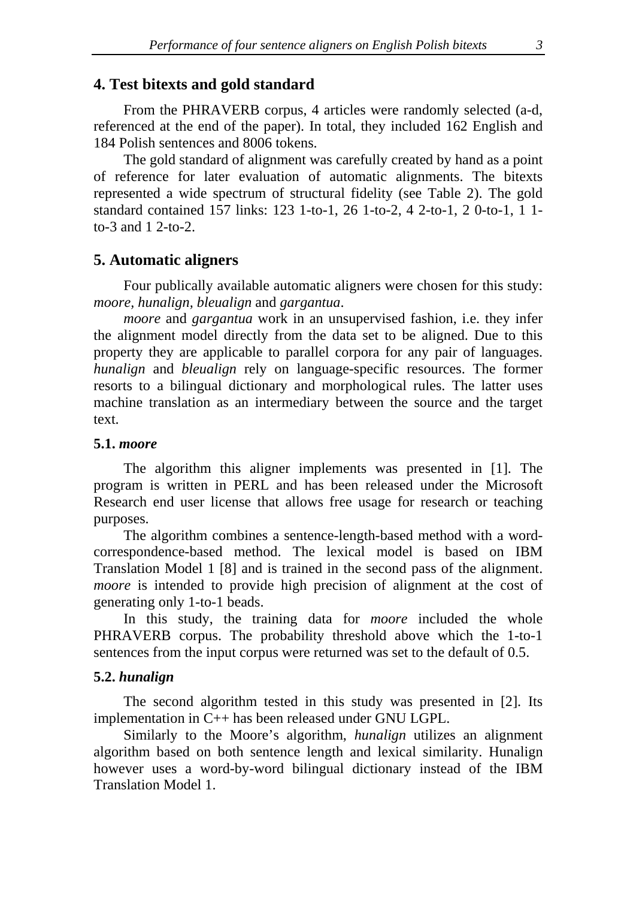## 4. Test bitexts and gold standard

From the PHRAVERB corpus, 4 articles were randomly selected (a-d, referenced at the end of the paper). In total, they included 162 English and 184 Polish sentences and 8006 tokens.

The gold standard of alignment was carefully created by hand as a point of reference for later evaluation of automatic alignments. The bitexts represented a wide spectrum of structural fidelity (see Table 2). The gold standard contained 157 links: 123 1-to-1, 26 1-to-2, 4 2-to-1, 2 0-to-1, 1 1-to-3 and 1 2-to-2.

## 5. Automatic aligners

Four publically available automatic aligners were chosen for this study: *moore, hunalign, bleualign* and *gargantua*.

*moore* and *gargantua* work in an unsupervised fashion, i.e. they infer the alignment model directly from the data set to be aligned. Due to this property they are applicable to parallel corpora for any pair of languages. *hunalign* and *bleualign* rely on language-specific resources. The former resorts to a bilingual dictionary and morphological rules. The latter uses machine translation as an intermediary between the source and the target text.

### 5.1. *moore*

The algorithm this aligner implements was presented in [1]. The program is written in PERL and has been released under the Microsoft Research end user license that allows free usage for research or teaching purposes.

The algorithm combines a sentence-length-based method with a word-correspondence-based method. The lexical model is based on IBM Translation Model 1 [8] and is trained in the second pass of the alignment. *moore* is intended to provide high precision of alignment at the cost of generating only 1-to-1 beads.

In this study, the training data for *moore* included the whole PHRAVERB corpus. The probability threshold above which the 1-to-1 sentences from the input corpus were returned was set to the default of 0.5.

### 5.2. *hunalign*

The second algorithm tested in this study was presented in [2]. Its implementation in C++ has been released under GNU LGPL.

Similarly to the Moore's algorithm, *hunalign* utilizes an alignment algorithm based on both sentence length and lexical similarity. Hunalign however uses a word-by-word bilingual dictionary instead of the IBM Translation Model 1.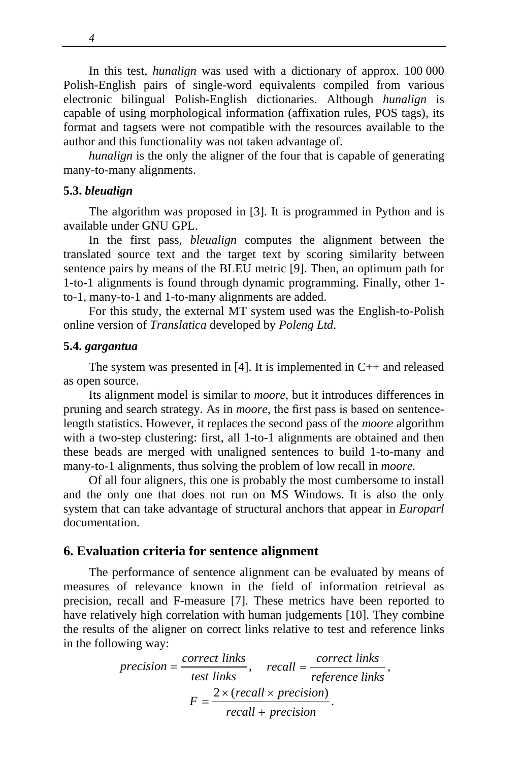In this test, *hunalign* was used with a dictionary of approx. 100 000 Polish-English pairs of single-word equivalents compiled from various electronic bilingual Polish-English dictionaries. Although *hunalign* is capable of using morphological information (affixation rules, POS tags), its format and tagsets were not compatible with the resources available to the author and this functionality was not taken advantage of.

*hunalign* is the only the aligner of the four that is capable of generating many-to-many alignments.

### 5.3. *bleualign*

The algorithm was proposed in [3]. It is programmed in Python and is available under GNU GPL.

In the first pass, *bleualign* computes the alignment between the translated source text and the target text by scoring similarity between sentence pairs by means of the BLEU metric [9]. Then, an optimum path for 1-to-1 alignments is found through dynamic programming. Finally, other 1-to-1, many-to-1 and 1-to-many alignments are added.

For this study, the external MT system used was the English-to-Polish online version of *Translatica* developed by *Poleng Ltd*.

### 5.4. *gargantua*

The system was presented in [4]. It is implemented in C++ and released as open source.

Its alignment model is similar to *moore*, but it introduces differences in pruning and search strategy. As in *moore*, the first pass is based on sentence-length statistics. However, it replaces the second pass of the *moore* algorithm with a two-step clustering: first, all 1-to-1 alignments are obtained and then these beads are merged with unaligned sentences to build 1-to-many and many-to-1 alignments, thus solving the problem of low recall in *moore.*

Of all four aligners, this one is probably the most cumbersome to install and the only one that does not run on MS Windows. It is also the only system that can take advantage of structural anchors that appear in *Europarl* documentation.

## 6. Evaluation criteria for sentence alignment

The performance of sentence alignment can be evaluated by means of measures of relevance known in the field of information retrieval as precision, recall and F-measure [7]. These metrics have been reported to have relatively high correlation with human judgements [10]. They combine the results of the aligner on correct links relative to test and reference links in the following way:

$$precision = \frac{correct\ links}{test\ links}, \quad recall = \frac{correct\ links}{reference\ links},$$

$$F = \frac{2 \times (recall \times precision)}{recall + precision}.$$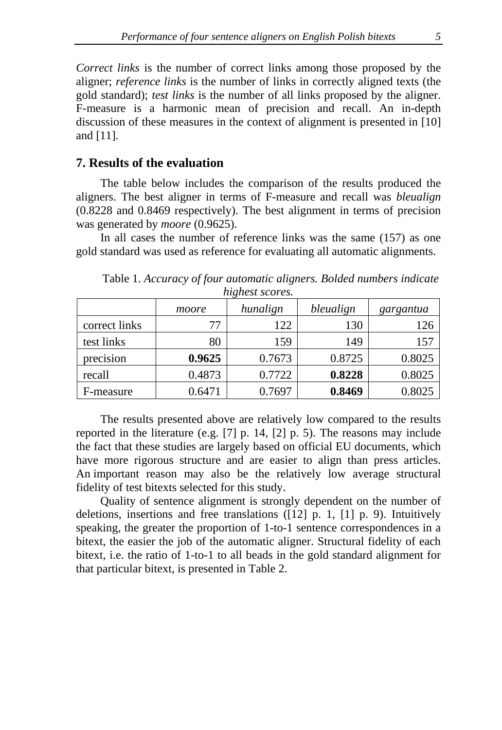*Correct links* is the number of correct links among those proposed by the aligner; *reference links* is the number of links in correctly aligned texts (the gold standard); *test links* is the number of all links proposed by the aligner. F-measure is a harmonic mean of precision and recall. An in-depth discussion of these measures in the context of alignment is presented in [10] and [11].

## 7. Results of the evaluation

The table below includes the comparison of the results produced the aligners. The best aligner in terms of F-measure and recall was *bleualign* (0.8228 and 0.8469 respectively). The best alignment in terms of precision was generated by *moore* (0.9625).

In all cases the number of reference links was the same (157) as one gold standard was used as reference for evaluating all automatic alignments.

Table 1. *Accuracy of four automatic aligners. Bolded numbers indicate highest scores.*

| | *moore* | *hunalign* | *bleualign* | *gargantua* |
|---|---|---|---|---|
| correct links | 77 | 122 | 130 | 126 |
| test links | 80 | 159 | 149 | 157 |
| precision | **0.9625** | 0.7673 | 0.8725 | 0.8025 |
| recall | 0.4873 | 0.7722 | **0.8228** | 0.8025 |
| F-measure | 0.6471 | 0.7697 | **0.8469** | 0.8025 |

The results presented above are relatively low compared to the results reported in the literature (e.g. [7] p. 14, [2] p. 5). The reasons may include the fact that these studies are largely based on official EU documents, which have more rigorous structure and are easier to align than press articles. An important reason may also be the relatively low average structural fidelity of test bitexts selected for this study.

Quality of sentence alignment is strongly dependent on the number of deletions, insertions and free translations ([12] p. 1, [1] p. 9). Intuitively speaking, the greater the proportion of 1-to-1 sentence correspondences in a bitext, the easier the job of the automatic aligner. Structural fidelity of each bitext, i.e. the ratio of 1-to-1 to all beads in the gold standard alignment for that particular bitext, is presented in Table 2.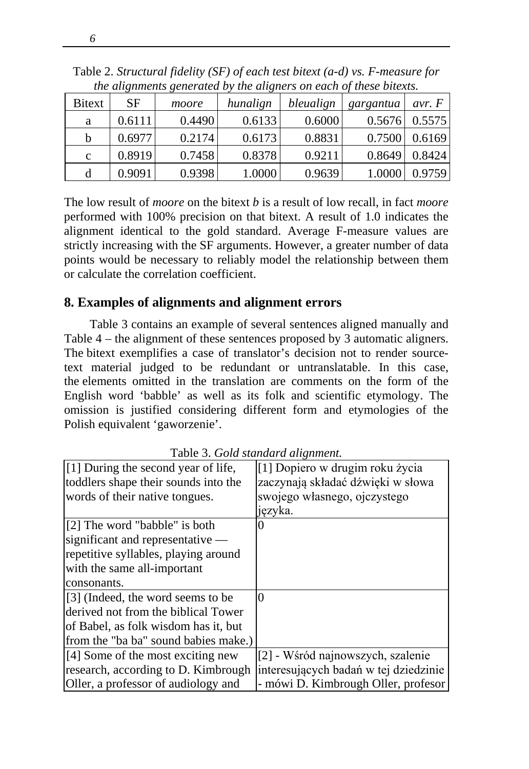Table 2. *Structural fidelity (SF) of each test bitext (a-d) vs. F-measure for the alignments generated by the aligners on each of these bitexts.*

| Bitext | SF | *moore* | *hunalign* | *bleualign* | *gargantua* | *avr. F* |
|---|---|---|---|---|---|---|
| a | 0.6111 | 0.4490 | 0.6133 | 0.6000 | 0.5676 | 0.5575 |
| b | 0.6977 | 0.2174 | 0.6173 | 0.8831 | 0.7500 | 0.6169 |
| c | 0.8919 | 0.7458 | 0.8378 | 0.9211 | 0.8649 | 0.8424 |
| d | 0.9091 | 0.9398 | 1.0000 | 0.9639 | 1.0000 | 0.9759 |

The low result of *moore* on the bitext *b* is a result of low recall, in fact *moore* performed with 100% precision on that bitext. A result of 1.0 indicates the alignment identical to the gold standard. Average F-measure values are strictly increasing with the SF arguments. However, a greater number of data points would be necessary to reliably model the relationship between them or calculate the correlation coefficient.

## 8. Examples of alignments and alignment errors

Table 3 contains an example of several sentences aligned manually and Table 4 – the alignment of these sentences proposed by 3 automatic aligners. The bitext exemplifies a case of translator's decision not to render source-text material judged to be redundant or untranslatable. In this case, the elements omitted in the translation are comments on the form of the English word 'babble' as well as its folk and scientific etymology. The omission is justified considering different form and etymologies of the Polish equivalent 'gaworzenie'.

Table 3. *Gold standard alignment.*

| | |
|---|---|
| [1] During the second year of life, toddlers shape their sounds into the words of their native tongues. | [1] Dopiero w drugim roku życia zaczynają składać dźwięki w słowa swojego własnego, ojczystego języka. |
| [2] The word "babble" is both significant and representative — repetitive syllables, playing around with the same all-important consonants. | 0 |
| [3] (Indeed, the word seems to be derived not from the biblical Tower of Babel, as folk wisdom has it, but from the "ba ba" sound babies make.) | 0 |
| [4] Some of the most exciting new research, according to D. Kimbrough Oller, a professor of audiology and | [2] - Wśród najnowszych, szalenie interesujących badań w tej dziedzinie - mówi D. Kimbrough Oller, profesor |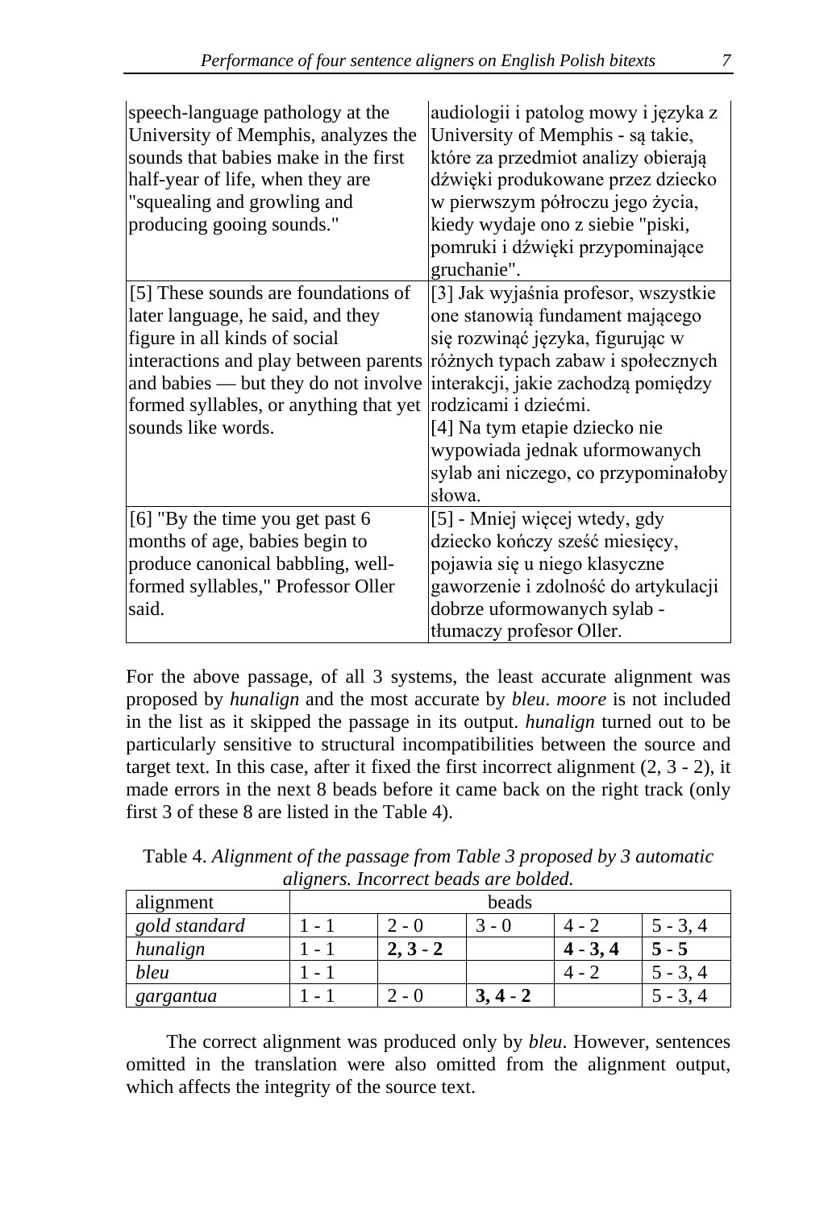| | |
|---|---|
| speech-language pathology at the University of Memphis, analyzes the sounds that babies make in the first half-year of life, when they are "squealing and growling and producing gooing sounds." | audiologii i patolog mowy i języka z University of Memphis - są takie, które za przedmiot analizy obierają dźwięki produkowane przez dziecko w pierwszym półroczu jego życia, kiedy wydaje ono z siebie "piski, pomruki i dźwięki przypominające gruchanie". |
| [5] These sounds are foundations of later language, he said, and they figure in all kinds of social interactions and play between parents and babies — but they do not involve formed syllables, or anything that yet sounds like words. | [3] Jak wyjaśnia profesor, wszystkie one stanowią fundament mającego się rozwinąć języka, figurując w różnych typach zabaw i społecznych interakcji, jakie zachodzą pomiędzy rodzicami i dziećmi. [4] Na tym etapie dziecko nie wypowiada jednak uformowanych sylab ani niczego, co przypominałoby słowa. |
| [6] "By the time you get past 6 months of age, babies begin to produce canonical babbling, well-formed syllables," Professor Oller said. | [5] - Mniej więcej wtedy, gdy dziecko kończy sześć miesięcy, pojawia się u niego klasyczne gaworzenie i zdolność do artykulacji dobrze uformowanych sylab - tłumaczy profesor Oller. |

For the above passage, of all 3 systems, the least accurate alignment was proposed by *hunalign* and the most accurate by *bleu*. *moore* is not included in the list as it skipped the passage in its output. *hunalign* turned out to be particularly sensitive to structural incompatibilities between the source and target text. In this case, after it fixed the first incorrect alignment (2, 3 - 2), it made errors in the next 8 beads before it came back on the right track (only first 3 of these 8 are listed in the Table 4).

Table 4. *Alignment of the passage from Table 3 proposed by 3 automatic aligners. Incorrect beads are bolded.*

| alignment | beads | | | | |
|---|---|---|---|---|---|
| *gold standard* | 1 - 1 | 2 - 0 | 3 - 0 | 4 - 2 | 5 - 3, 4 |
| *hunalign* | 1 - 1 | **2, 3 - 2** | | **4 - 3, 4** | **5 - 5** |
| *bleu* | 1 - 1 | | | 4 - 2 | 5 - 3, 4 |
| *gargantua* | 1 - 1 | 2 - 0 | **3, 4 - 2** | | 5 - 3, 4 |

The correct alignment was produced only by *bleu*. However, sentences omitted in the translation were also omitted from the alignment output, which affects the integrity of the source text.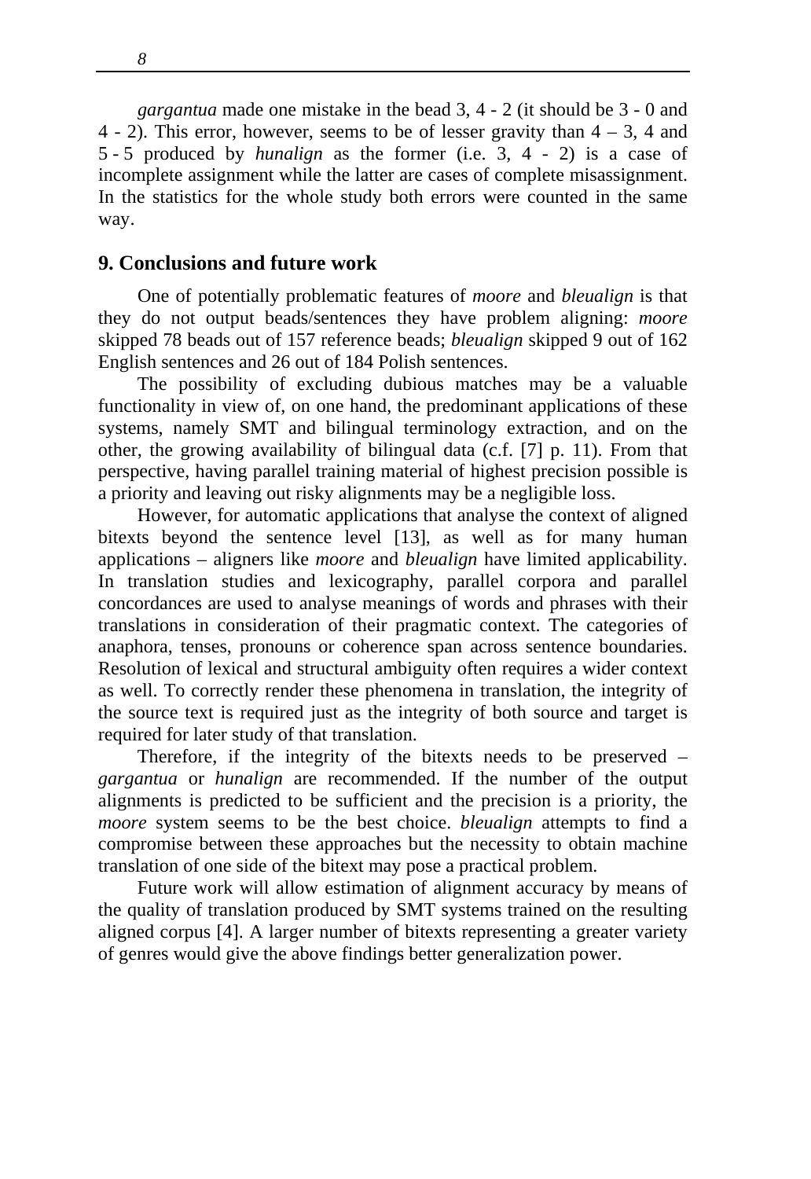*gargantua* made one mistake in the bead 3, 4 - 2 (it should be 3 - 0 and 4 - 2). This error, however, seems to be of lesser gravity than 4 – 3, 4 and 5 - 5 produced by *hunalign* as the former (i.e. 3, 4 - 2) is a case of incomplete assignment while the latter are cases of complete misassignment. In the statistics for the whole study both errors were counted in the same way.

## 9. Conclusions and future work

One of potentially problematic features of *moore* and *bleualign* is that they do not output beads/sentences they have problem aligning: *moore* skipped 78 beads out of 157 reference beads; *bleualign* skipped 9 out of 162 English sentences and 26 out of 184 Polish sentences.

The possibility of excluding dubious matches may be a valuable functionality in view of, on one hand, the predominant applications of these systems, namely SMT and bilingual terminology extraction, and on the other, the growing availability of bilingual data (c.f. [7] p. 11). From that perspective, having parallel training material of highest precision possible is a priority and leaving out risky alignments may be a negligible loss.

However, for automatic applications that analyse the context of aligned bitexts beyond the sentence level [13], as well as for many human applications – aligners like *moore* and *bleualign* have limited applicability. In translation studies and lexicography, parallel corpora and parallel concordances are used to analyse meanings of words and phrases with their translations in consideration of their pragmatic context. The categories of anaphora, tenses, pronouns or coherence span across sentence boundaries. Resolution of lexical and structural ambiguity often requires a wider context as well. To correctly render these phenomena in translation, the integrity of the source text is required just as the integrity of both source and target is required for later study of that translation.

Therefore, if the integrity of the bitexts needs to be preserved – *gargantua* or *hunalign* are recommended. If the number of the output alignments is predicted to be sufficient and the precision is a priority, the *moore* system seems to be the best choice. *bleualign* attempts to find a compromise between these approaches but the necessity to obtain machine translation of one side of the bitext may pose a practical problem.

Future work will allow estimation of alignment accuracy by means of the quality of translation produced by SMT systems trained on the resulting aligned corpus [4]. A larger number of bitexts representing a greater variety of genres would give the above findings better generalization power.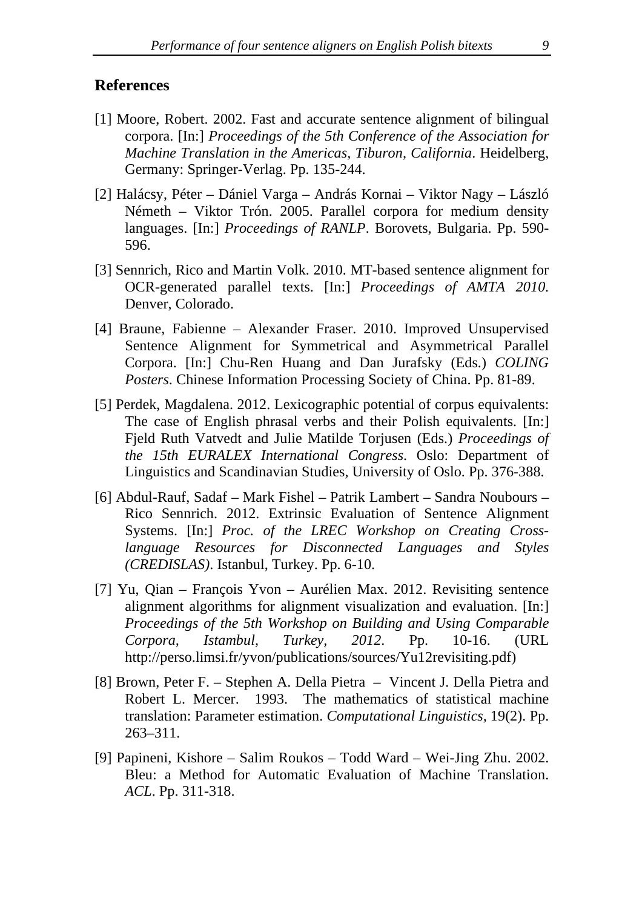## References

[1] Moore, Robert. 2002. Fast and accurate sentence alignment of bilingual corpora. [In:] *Proceedings of the 5th Conference of the Association for Machine Translation in the Americas, Tiburon, California*. Heidelberg, Germany: Springer-Verlag. Pp. 135-244.

[2] Halácsy, Péter – Dániel Varga – András Kornai – Viktor Nagy – László Németh – Viktor Trón. 2005. Parallel corpora for medium density languages. [In:] *Proceedings of RANLP*. Borovets, Bulgaria. Pp. 590-596.

[3] Sennrich, Rico and Martin Volk. 2010. MT-based sentence alignment for OCR-generated parallel texts. [In:] *Proceedings of AMTA 2010.* Denver, Colorado.

[4] Braune, Fabienne – Alexander Fraser. 2010. Improved Unsupervised Sentence Alignment for Symmetrical and Asymmetrical Parallel Corpora. [In:] Chu-Ren Huang and Dan Jurafsky (Eds.) *COLING Posters*. Chinese Information Processing Society of China. Pp. 81-89.

[5] Perdek, Magdalena. 2012. Lexicographic potential of corpus equivalents: The case of English phrasal verbs and their Polish equivalents. [In:] Fjeld Ruth Vatvedt and Julie Matilde Torjusen (Eds.) *Proceedings of the 15th EURALEX International Congress*. Oslo: Department of Linguistics and Scandinavian Studies, University of Oslo. Pp. 376-388.

[6] Abdul-Rauf, Sadaf – Mark Fishel – Patrik Lambert – Sandra Noubours – Rico Sennrich. 2012. Extrinsic Evaluation of Sentence Alignment Systems. [In:] *Proc. of the LREC Workshop on Creating Cross-language Resources for Disconnected Languages and Styles (CREDISLAS)*. Istanbul, Turkey. Pp. 6-10.

[7] Yu, Qian – François Yvon – Aurélien Max. 2012. Revisiting sentence alignment algorithms for alignment visualization and evaluation. [In:] *Proceedings of the 5th Workshop on Building and Using Comparable Corpora, Istambul, Turkey, 2012*. Pp. 10-16. (URL http://perso.limsi.fr/yvon/publications/sources/Yu12revisiting.pdf)

[8] Brown, Peter F. – Stephen A. Della Pietra – Vincent J. Della Pietra and Robert L. Mercer. 1993. The mathematics of statistical machine translation: Parameter estimation. *Computational Linguistics*, 19(2). Pp. 263–311.

[9] Papineni, Kishore – Salim Roukos – Todd Ward – Wei-Jing Zhu. 2002. Bleu: a Method for Automatic Evaluation of Machine Translation. *ACL*. Pp. 311-318.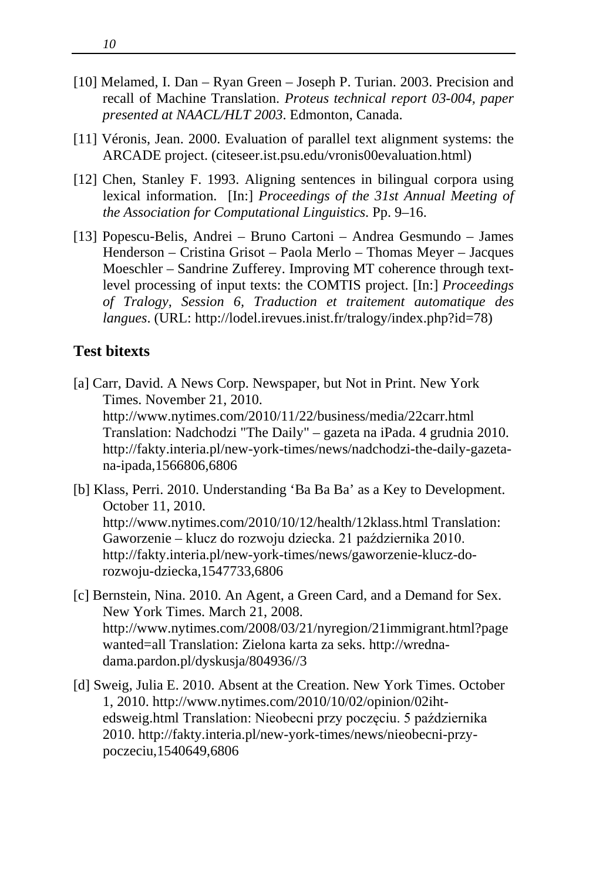[10] Melamed, I. Dan – Ryan Green – Joseph P. Turian. 2003. Precision and recall of Machine Translation. *Proteus technical report 03-004, paper presented at NAACL/HLT 2003*. Edmonton, Canada.

[11] Véronis, Jean. 2000. Evaluation of parallel text alignment systems: the ARCADE project. (citeseer.ist.psu.edu/vronis00evaluation.html)

[12] Chen, Stanley F. 1993. Aligning sentences in bilingual corpora using lexical information. [In:] *Proceedings of the 31st Annual Meeting of the Association for Computational Linguistics*. Pp. 9–16.

[13] Popescu-Belis, Andrei – Bruno Cartoni – Andrea Gesmundo – James Henderson – Cristina Grisot – Paola Merlo – Thomas Meyer – Jacques Moeschler – Sandrine Zufferey. Improving MT coherence through text-level processing of input texts: the COMTIS project. [In:] *Proceedings of Tralogy, Session 6, Traduction et traitement automatique des langues*. (URL: http://lodel.irevues.inist.fr/tralogy/index.php?id=78)

### Test bitexts

[a] Carr, David. A News Corp. Newspaper, but Not in Print. New York Times. November 21, 2010. http://www.nytimes.com/2010/11/22/business/media/22carr.html Translation: Nadchodzi "The Daily" – gazeta na iPada. 4 grudnia 2010. http://fakty.interia.pl/new-york-times/news/nadchodzi-the-daily-gazeta-na-ipada,1566806,6806

[b] Klass, Perri. 2010. Understanding 'Ba Ba Ba' as a Key to Development. October 11, 2010. http://www.nytimes.com/2010/10/12/health/12klass.html Translation: Gaworzenie – klucz do rozwoju dziecka. 21 października 2010. http://fakty.interia.pl/new-york-times/news/gaworzenie-klucz-do-rozwoju-dziecka,1547733,6806

[c] Bernstein, Nina. 2010. An Agent, a Green Card, and a Demand for Sex. New York Times. March 21, 2008. http://www.nytimes.com/2008/03/21/nyregion/21immigrant.html?pagewanted=all Translation: Zielona karta za seks. http://wredna-dama.pardon.pl/dyskusja/804936//3

[d] Sweig, Julia E. 2010. Absent at the Creation. New York Times. October 1, 2010. http://www.nytimes.com/2010/10/02/opinion/02iht-edsweig.html Translation: Nieobecni przy poczęciu. 5 października 2010. http://fakty.interia.pl/new-york-times/news/nieobecni-przy-poczeciu,1540649,6806